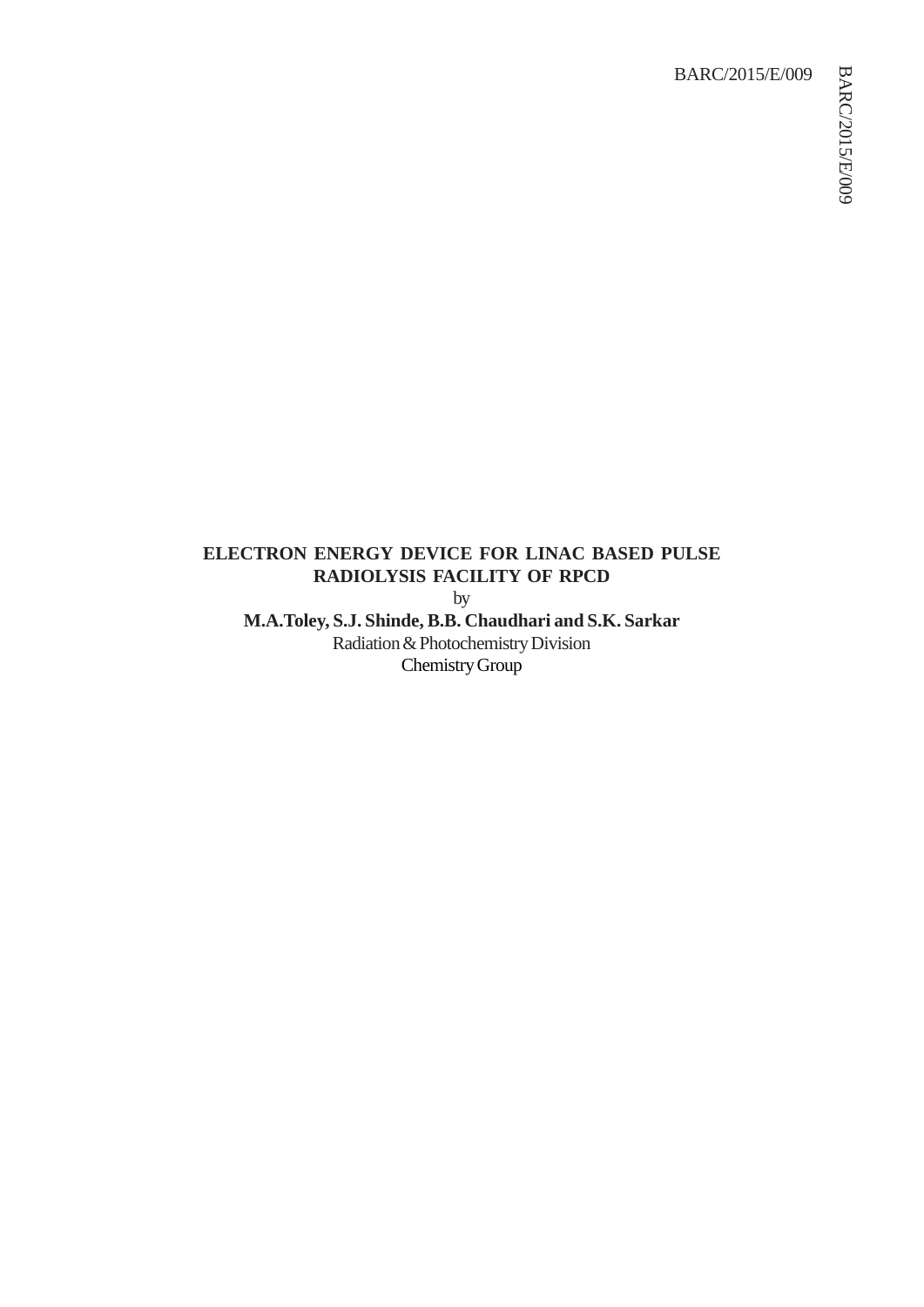BARC/2015/E/009

# ELECTRON ENERGY DEVICE FOR LINAC BASED PULSE RADIOLYSIS FACILITY OF RPCD

by

**M.A.Toley, S.J. Shinde, B.B. Chaudhari and S.K. Sarkar**

Radiation & Photochemistry Division

Chemistry Group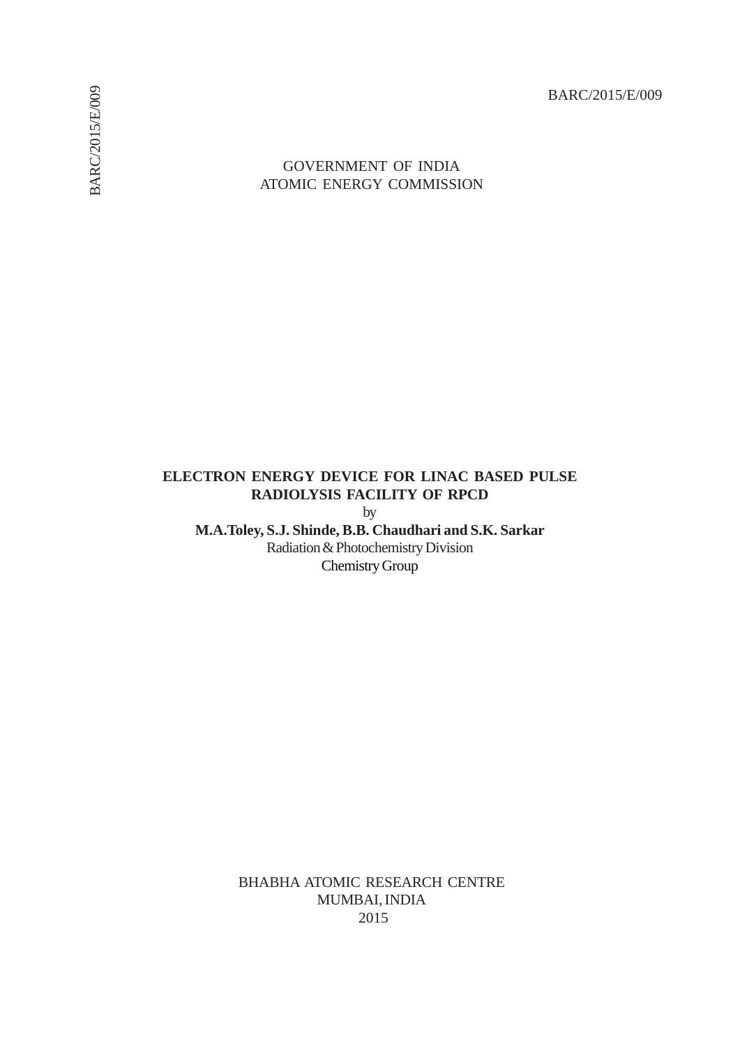BARC/2015/E/009

GOVERNMENT OF INDIA
ATOMIC ENERGY COMMISSION

**ELECTRON ENERGY DEVICE FOR LINAC BASED PULSE RADIOLYSIS FACILITY OF RPCD**

by

**M.A.Toley, S.J. Shinde, B.B. Chaudhari and S.K. Sarkar**

Radiation & Photochemistry Division

Chemistry Group

BHABHA ATOMIC RESEARCH CENTRE
MUMBAI, INDIA
2015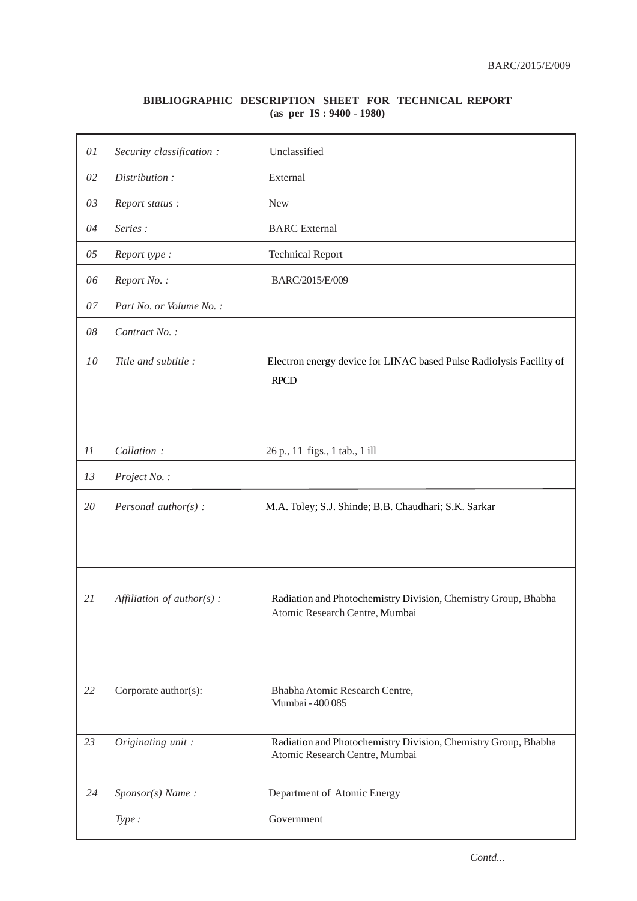BARC/2015/E/009

**BIBLIOGRAPHIC DESCRIPTION SHEET FOR TECHNICAL REPORT**
**(as per IS : 9400 - 1980)**

| | | |
|---|---|---|
| *01* | *Security classification :* | Unclassified |
| *02* | *Distribution :* | External |
| *03* | *Report status :* | New |
| *04* | *Series :* | BARC External |
| *05* | *Report type :* | Technical Report |
| *06* | *Report No. :* | BARC/2015/E/009 |
| *07* | *Part No. or Volume No. :* | |
| *08* | *Contract No. :* | |
| *10* | *Title and subtitle :* | Electron energy device for LINAC based Pulse Radiolysis Facility of RPCD |
| *11* | *Collation :* | 26 p., 11 figs., 1 tab., 1 ill |
| *13* | *Project No. :* | |
| *20* | *Personal author(s) :* | M.A. Toley; S.J. Shinde; B.B. Chaudhari; S.K. Sarkar |
| *21* | *Affiliation of author(s) :* | Radiation and Photochemistry Division, Chemistry Group, Bhabha Atomic Research Centre, Mumbai |
| 22 | Corporate author(s): | Bhabha Atomic Research Centre, Mumbai - 400 085 |
| *23* | *Originating unit :* | Radiation and Photochemistry Division, Chemistry Group, Bhabha Atomic Research Centre, Mumbai |
| *24* | *Sponsor(s) Name :* | Department of Atomic Energy |
| | *Type :* | Government |

*Contd...*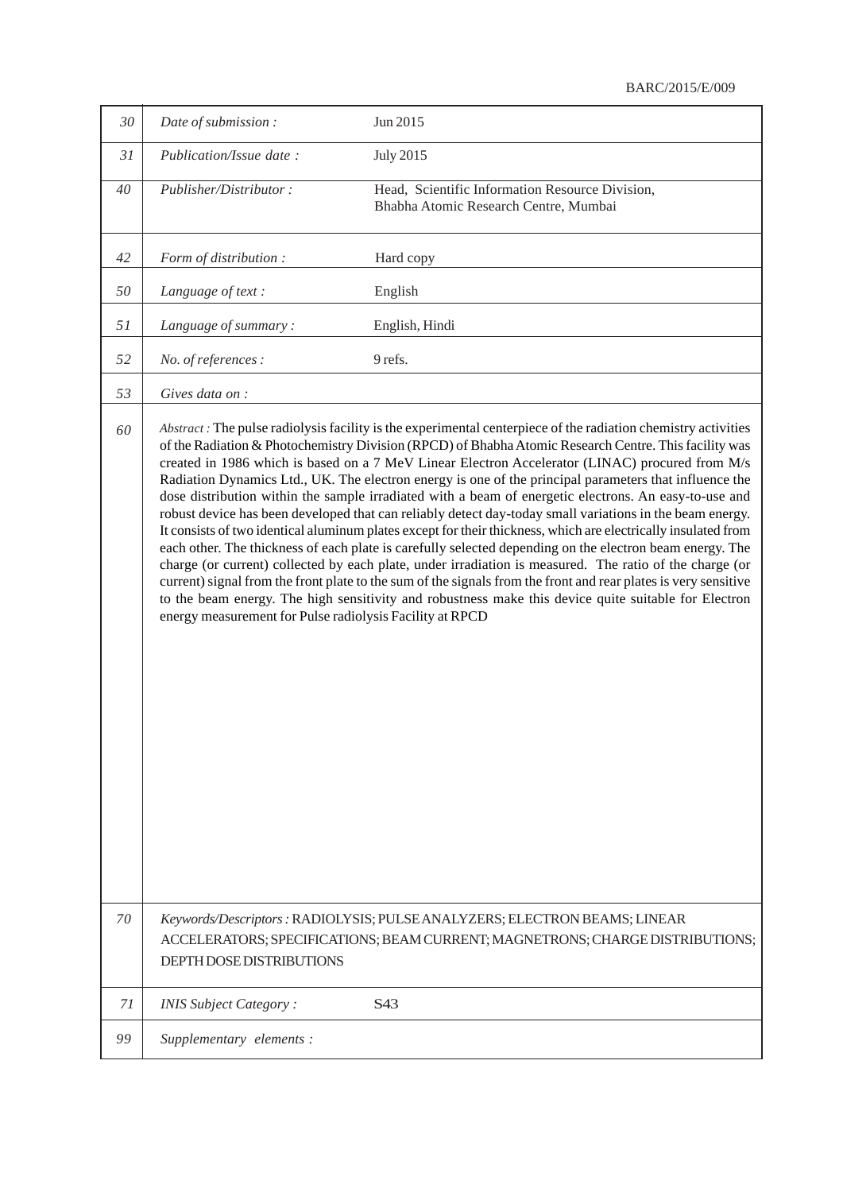| | | |
|---|---|---|
| 30 | *Date of submission :* | Jun 2015 |
| 31 | *Publication/Issue date :* | July 2015 |
| 40 | *Publisher/Distributor :* | Head, Scientific Information Resource Division, Bhabha Atomic Research Centre, Mumbai |
| 42 | *Form of distribution :* | Hard copy |
| 50 | *Language of text :* | English |
| 51 | *Language of summary :* | English, Hindi |
| 52 | *No. of references :* | 9 refs. |
| 53 | *Gives data on :* | |
| 60 | *Abstract :* The pulse radiolysis facility is the experimental centerpiece of the radiation chemistry activities of the Radiation & Photochemistry Division (RPCD) of Bhabha Atomic Research Centre. This facility was created in 1986 which is based on a 7 MeV Linear Electron Accelerator (LINAC) procured from M/s Radiation Dynamics Ltd., UK. The electron energy is one of the principal parameters that influence the dose distribution within the sample irradiated with a beam of energetic electrons. An easy-to-use and robust device has been developed that can reliably detect day-today small variations in the beam energy. It consists of two identical aluminum plates except for their thickness, which are electrically insulated from each other. The thickness of each plate is carefully selected depending on the electron beam energy. The charge (or current) collected by each plate, under irradiation is measured. The ratio of the charge (or current) signal from the front plate to the sum of the signals from the front and rear plates is very sensitive to the beam energy. The high sensitivity and robustness make this device quite suitable for Electron energy measurement for Pulse radiolysis Facility at RPCD | |
| 70 | *Keywords/Descriptors :* RADIOLYSIS; PULSE ANALYZERS; ELECTRON BEAMS; LINEAR ACCELERATORS; SPECIFICATIONS; BEAM CURRENT; MAGNETRONS; CHARGE DISTRIBUTIONS; DEPTH DOSE DISTRIBUTIONS | |
| 71 | *INIS Subject Category :* | S43 |
| 99 | *Supplementary elements :* | |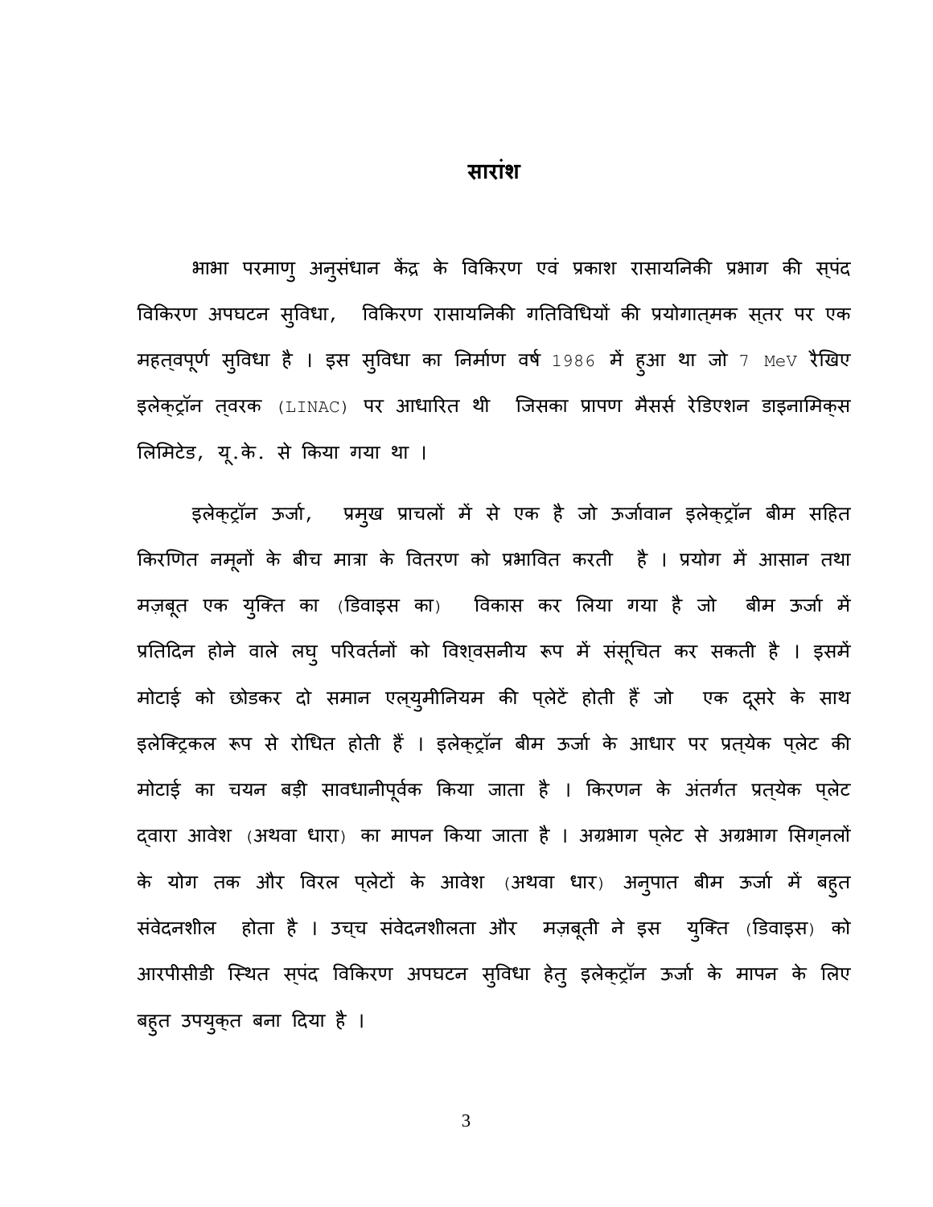# सारांश

भाभा परमाणु अनुसंधान केंद्र के विकिरण एवं प्रकाश रासायनिकी प्रभाग की स्पंद विकिरण अपघटन सुविधा, विकिरण रासायनिकी गतिविधियों की प्रयोगात्मक स्तर पर एक महत्वपूर्ण सुविधा है । इस सुविधा का निर्माण वर्ष 1986 में हुआ था जो 7 MeV रैखिए इलेक्ट्रॉन त्वरक (LINAC) पर आधारित थी जिसका प्रापण मैसर्स रेडिएशन डाइनामिक्स लिमिटेड, यू.के. से किया गया था ।

इलेक्ट्रॉन ऊर्जा, प्रमुख प्राचलों में से एक है जो ऊर्जावान इलेक्ट्रॉन बीम सहित किरणित नमूनों के बीच मात्रा के वितरण को प्रभावित करती है । प्रयोग में आसान तथा मज़बूत एक युक्ति का (डिवाइस का) विकास कर लिया गया है जो बीम ऊर्जा में प्रतिदिन होने वाले लघु परिवर्तनों को विश्वसनीय रूप में संसूचित कर सकती है । इसमें मोटाई को छोडकर दो समान एल्युमीनियम की प्लेटें होती हैं जो एक दूसरे के साथ इलेक्ट्रिकल रूप से रोधित होती हैं । इलेक्ट्रॉन बीम ऊर्जा के आधार पर प्रत्येक प्लेट की मोटाई का चयन बड़ी सावधानीपूर्वक किया जाता है । किरणन के अंतर्गत प्रत्येक प्लेट द्वारा आवेश (अथवा धारा) का मापन किया जाता है । अग्रभाग प्लेट से अग्रभाग सिग्नलों के योग तक और विरल प्लेटों के आवेश (अथवा धार) अनुपात बीम ऊर्जा में बहुत संवेदनशील होता है । उच्च संवेदनशीलता और मज़बूती ने इस युक्ति (डिवाइस) को आरपीसीडी स्थित स्पंद विकिरण अपघटन सुविधा हेतु इलेक्ट्रॉन ऊर्जा के मापन के लिए बहुत उपयुक्त बना दिया है ।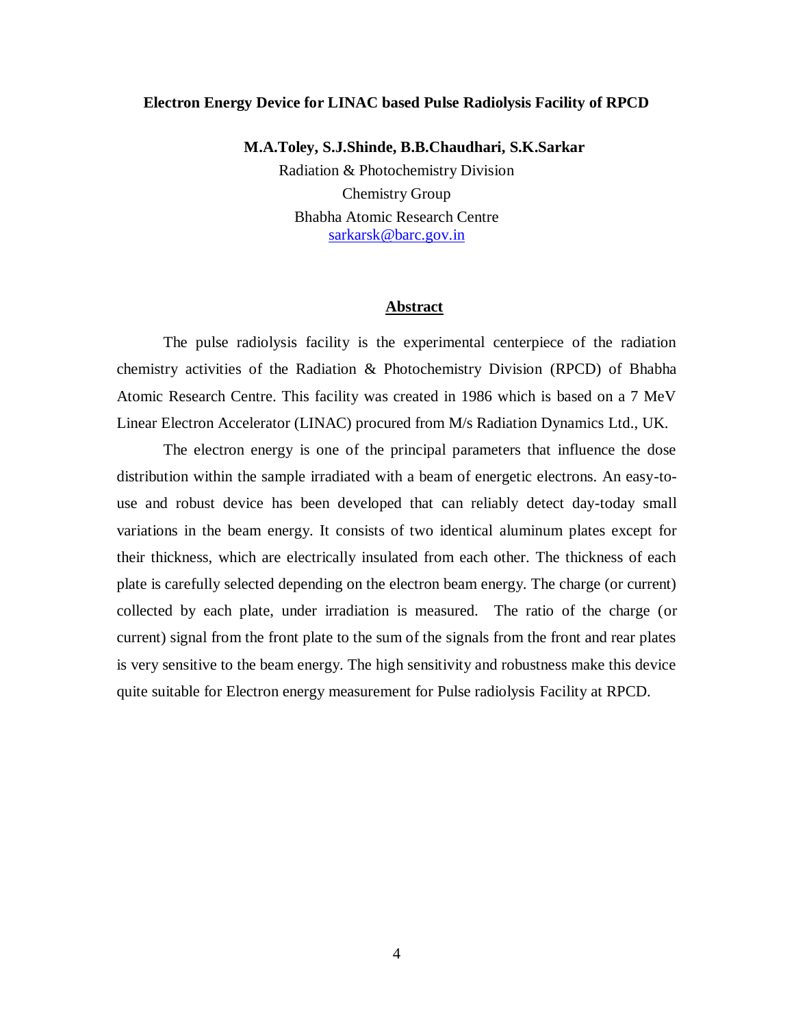# Electron Energy Device for LINAC based Pulse Radiolysis Facility of RPCD

**M.A.Toley, S.J.Shinde, B.B.Chaudhari, S.K.Sarkar**

Radiation & Photochemistry Division

Chemistry Group

Bhabha Atomic Research Centre

sarkarsk@barc.gov.in

## Abstract

The pulse radiolysis facility is the experimental centerpiece of the radiation chemistry activities of the Radiation & Photochemistry Division (RPCD) of Bhabha Atomic Research Centre. This facility was created in 1986 which is based on a 7 MeV Linear Electron Accelerator (LINAC) procured from M/s Radiation Dynamics Ltd., UK.

The electron energy is one of the principal parameters that influence the dose distribution within the sample irradiated with a beam of energetic electrons. An easy-to-use and robust device has been developed that can reliably detect day-today small variations in the beam energy. It consists of two identical aluminum plates except for their thickness, which are electrically insulated from each other. The thickness of each plate is carefully selected depending on the electron beam energy. The charge (or current) collected by each plate, under irradiation is measured. The ratio of the charge (or current) signal from the front plate to the sum of the signals from the front and rear plates is very sensitive to the beam energy. The high sensitivity and robustness make this device quite suitable for Electron energy measurement for Pulse radiolysis Facility at RPCD.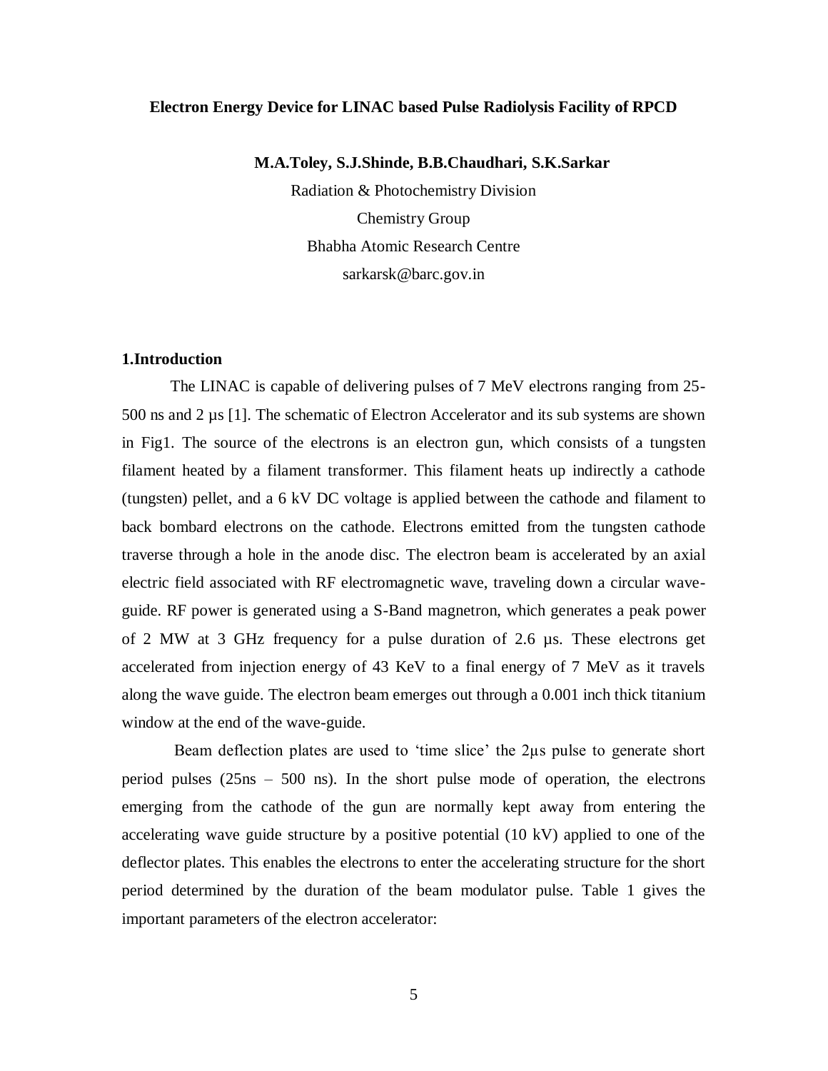**Electron Energy Device for LINAC based Pulse Radiolysis Facility of RPCD**

**M.A.Toley, S.J.Shinde, B.B.Chaudhari, S.K.Sarkar**

Radiation & Photochemistry Division

Chemistry Group

Bhabha Atomic Research Centre

sarkarsk@barc.gov.in

### 1.Introduction

The LINAC is capable of delivering pulses of 7 MeV electrons ranging from 25-500 ns and 2 µs [1]. The schematic of Electron Accelerator and its sub systems are shown in Fig1. The source of the electrons is an electron gun, which consists of a tungsten filament heated by a filament transformer. This filament heats up indirectly a cathode (tungsten) pellet, and a 6 kV DC voltage is applied between the cathode and filament to back bombard electrons on the cathode. Electrons emitted from the tungsten cathode traverse through a hole in the anode disc. The electron beam is accelerated by an axial electric field associated with RF electromagnetic wave, traveling down a circular wave-guide. RF power is generated using a S-Band magnetron, which generates a peak power of 2 MW at 3 GHz frequency for a pulse duration of 2.6 µs. These electrons get accelerated from injection energy of 43 KeV to a final energy of 7 MeV as it travels along the wave guide. The electron beam emerges out through a 0.001 inch thick titanium window at the end of the wave-guide.

Beam deflection plates are used to 'time slice' the 2µs pulse to generate short period pulses (25ns – 500 ns). In the short pulse mode of operation, the electrons emerging from the cathode of the gun are normally kept away from entering the accelerating wave guide structure by a positive potential (10 kV) applied to one of the deflector plates. This enables the electrons to enter the accelerating structure for the short period determined by the duration of the beam modulator pulse. Table 1 gives the important parameters of the electron accelerator: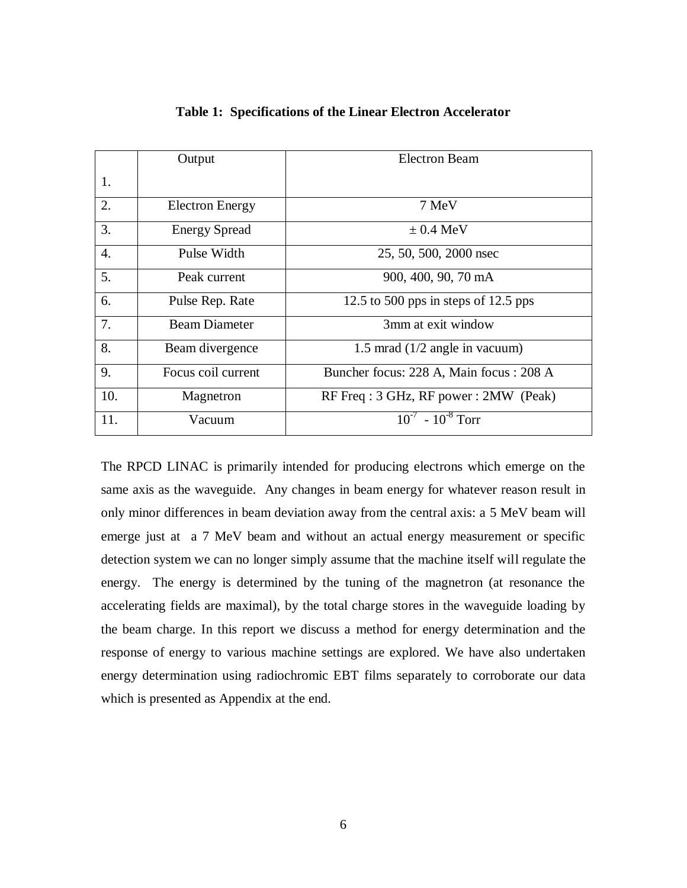**Table 1: Specifications of the Linear Electron Accelerator**

| | | |
|---|---|---|
| 1. | Output | Electron Beam |
| 2. | Electron Energy | 7 MeV |
| 3. | Energy Spread | ± 0.4 MeV |
| 4. | Pulse Width | 25, 50, 500, 2000 nsec |
| 5. | Peak current | 900, 400, 90, 70 mA |
| 6. | Pulse Rep. Rate | 12.5 to 500 pps in steps of 12.5 pps |
| 7. | Beam Diameter | 3mm at exit window |
| 8. | Beam divergence | 1.5 mrad (1/2 angle in vacuum) |
| 9. | Focus coil current | Buncher focus: 228 A, Main focus : 208 A |
| 10. | Magnetron | RF Freq : 3 GHz, RF power : 2MW (Peak) |
| 11. | Vacuum | $10^{-7}$ - $10^{-8}$ Torr |

The RPCD LINAC is primarily intended for producing electrons which emerge on the same axis as the waveguide. Any changes in beam energy for whatever reason result in only minor differences in beam deviation away from the central axis: a 5 MeV beam will emerge just at a 7 MeV beam and without an actual energy measurement or specific detection system we can no longer simply assume that the machine itself will regulate the energy. The energy is determined by the tuning of the magnetron (at resonance the accelerating fields are maximal), by the total charge stores in the waveguide loading by the beam charge. In this report we discuss a method for energy determination and the response of energy to various machine settings are explored. We have also undertaken energy determination using radiochromic EBT films separately to corroborate our data which is presented as Appendix at the end.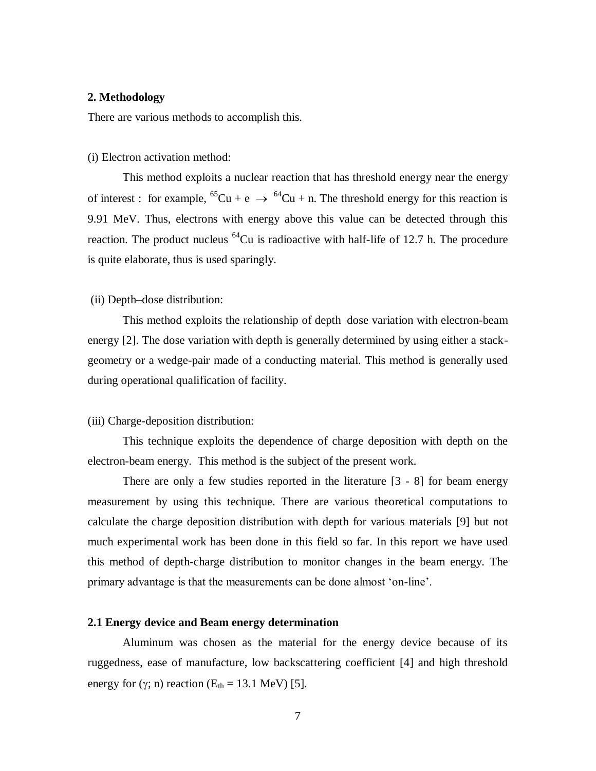## 2. Methodology

There are various methods to accomplish this.

(i) Electron activation method:

This method exploits a nuclear reaction that has threshold energy near the energy of interest : for example, $^{65}Cu + e \rightarrow {}^{64}Cu + n$. The threshold energy for this reaction is 9.91 MeV. Thus, electrons with energy above this value can be detected through this reaction. The product nucleus $^{64}Cu$ is radioactive with half-life of 12.7 h. The procedure is quite elaborate, thus is used sparingly.

(ii) Depth–dose distribution:

This method exploits the relationship of depth–dose variation with electron-beam energy [2]. The dose variation with depth is generally determined by using either a stack-geometry or a wedge-pair made of a conducting material. This method is generally used during operational qualification of facility.

(iii) Charge-deposition distribution:

This technique exploits the dependence of charge deposition with depth on the electron-beam energy. This method is the subject of the present work.

There are only a few studies reported in the literature [3 - 8] for beam energy measurement by using this technique. There are various theoretical computations to calculate the charge deposition distribution with depth for various materials [9] but not much experimental work has been done in this field so far. In this report we have used this method of depth-charge distribution to monitor changes in the beam energy. The primary advantage is that the measurements can be done almost 'on-line'.

### 2.1 Energy device and Beam energy determination

Aluminum was chosen as the material for the energy device because of its ruggedness, ease of manufacture, low backscattering coefficient [4] and high threshold energy for ($\gamma$; n) reaction ($E_{th}$ = 13.1 MeV) [5].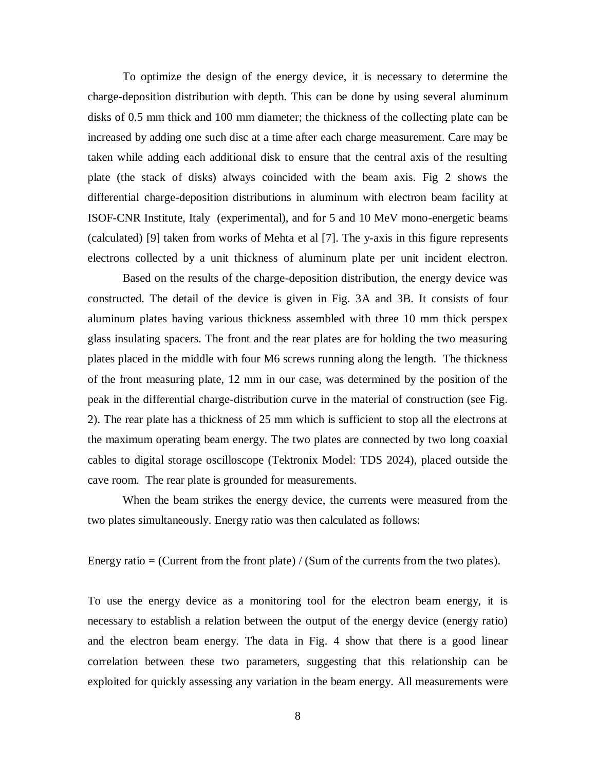To optimize the design of the energy device, it is necessary to determine the charge-deposition distribution with depth. This can be done by using several aluminum disks of 0.5 mm thick and 100 mm diameter; the thickness of the collecting plate can be increased by adding one such disc at a time after each charge measurement. Care may be taken while adding each additional disk to ensure that the central axis of the resulting plate (the stack of disks) always coincided with the beam axis. Fig 2 shows the differential charge-deposition distributions in aluminum with electron beam facility at ISOF-CNR Institute, Italy (experimental), and for 5 and 10 MeV mono-energetic beams (calculated) [9] taken from works of Mehta et al [7]. The y-axis in this figure represents electrons collected by a unit thickness of aluminum plate per unit incident electron.

Based on the results of the charge-deposition distribution, the energy device was constructed. The detail of the device is given in Fig. 3A and 3B. It consists of four aluminum plates having various thickness assembled with three 10 mm thick perspex glass insulating spacers. The front and the rear plates are for holding the two measuring plates placed in the middle with four M6 screws running along the length. The thickness of the front measuring plate, 12 mm in our case, was determined by the position of the peak in the differential charge-distribution curve in the material of construction (see Fig. 2). The rear plate has a thickness of 25 mm which is sufficient to stop all the electrons at the maximum operating beam energy. The two plates are connected by two long coaxial cables to digital storage oscilloscope (Tektronix Model: TDS 2024), placed outside the cave room. The rear plate is grounded for measurements.

When the beam strikes the energy device, the currents were measured from the two plates simultaneously. Energy ratio was then calculated as follows:

Energy ratio = (Current from the front plate) / (Sum of the currents from the two plates).

To use the energy device as a monitoring tool for the electron beam energy, it is necessary to establish a relation between the output of the energy device (energy ratio) and the electron beam energy. The data in Fig. 4 show that there is a good linear correlation between these two parameters, suggesting that this relationship can be exploited for quickly assessing any variation in the beam energy. All measurements were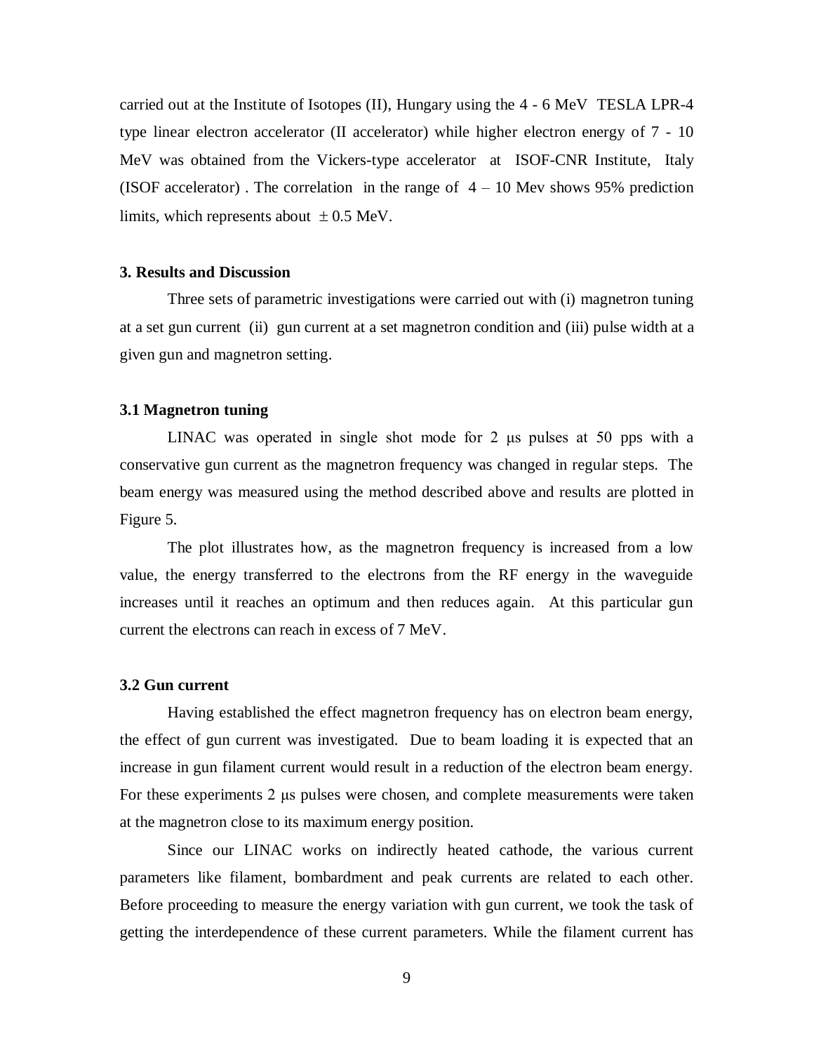carried out at the Institute of Isotopes (II), Hungary using the 4 - 6 MeV TESLA LPR-4 type linear electron accelerator (II accelerator) while higher electron energy of 7 - 10 MeV was obtained from the Vickers-type accelerator at ISOF-CNR Institute, Italy (ISOF accelerator) . The correlation in the range of 4 – 10 Mev shows 95% prediction limits, which represents about $\pm$ 0.5 MeV.

### 3. Results and Discussion

Three sets of parametric investigations were carried out with (i) magnetron tuning at a set gun current (ii) gun current at a set magnetron condition and (iii) pulse width at a given gun and magnetron setting.

### 3.1 Magnetron tuning

LINAC was operated in single shot mode for 2 μs pulses at 50 pps with a conservative gun current as the magnetron frequency was changed in regular steps. The beam energy was measured using the method described above and results are plotted in Figure 5.

The plot illustrates how, as the magnetron frequency is increased from a low value, the energy transferred to the electrons from the RF energy in the waveguide increases until it reaches an optimum and then reduces again. At this particular gun current the electrons can reach in excess of 7 MeV.

### 3.2 Gun current

Having established the effect magnetron frequency has on electron beam energy, the effect of gun current was investigated. Due to beam loading it is expected that an increase in gun filament current would result in a reduction of the electron beam energy. For these experiments 2 μs pulses were chosen, and complete measurements were taken at the magnetron close to its maximum energy position.

Since our LINAC works on indirectly heated cathode, the various current parameters like filament, bombardment and peak currents are related to each other. Before proceeding to measure the energy variation with gun current, we took the task of getting the interdependence of these current parameters. While the filament current has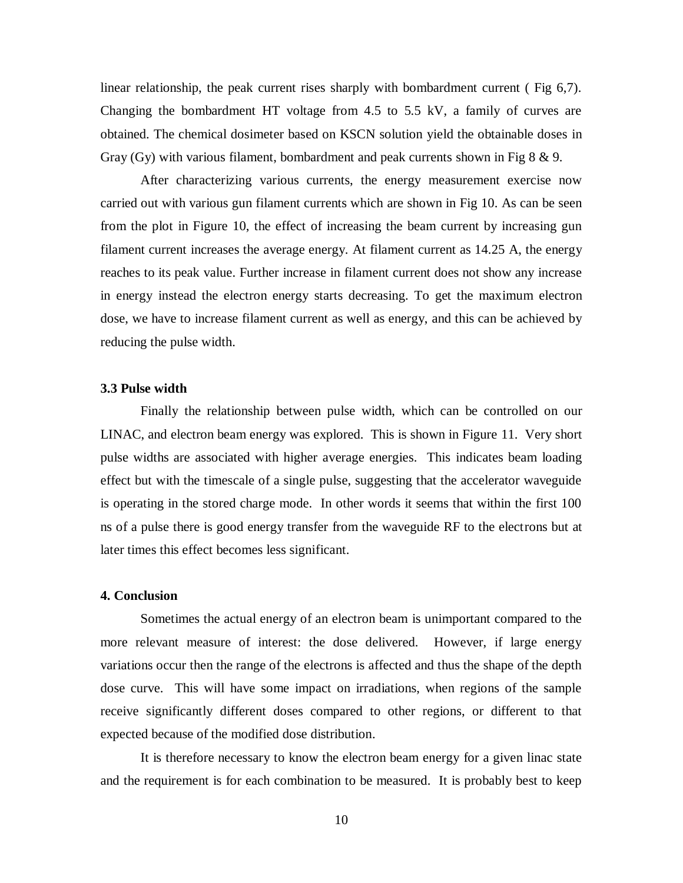linear relationship, the peak current rises sharply with bombardment current ( Fig 6,7). Changing the bombardment HT voltage from 4.5 to 5.5 kV, a family of curves are obtained. The chemical dosimeter based on KSCN solution yield the obtainable doses in Gray (Gy) with various filament, bombardment and peak currents shown in Fig 8 & 9.

After characterizing various currents, the energy measurement exercise now carried out with various gun filament currents which are shown in Fig 10. As can be seen from the plot in Figure 10, the effect of increasing the beam current by increasing gun filament current increases the average energy. At filament current as 14.25 A, the energy reaches to its peak value. Further increase in filament current does not show any increase in energy instead the electron energy starts decreasing. To get the maximum electron dose, we have to increase filament current as well as energy, and this can be achieved by reducing the pulse width.

### 3.3 Pulse width

Finally the relationship between pulse width, which can be controlled on our LINAC, and electron beam energy was explored. This is shown in Figure 11. Very short pulse widths are associated with higher average energies. This indicates beam loading effect but with the timescale of a single pulse, suggesting that the accelerator waveguide is operating in the stored charge mode. In other words it seems that within the first 100 ns of a pulse there is good energy transfer from the waveguide RF to the electrons but at later times this effect becomes less significant.

## 4. Conclusion

Sometimes the actual energy of an electron beam is unimportant compared to the more relevant measure of interest: the dose delivered. However, if large energy variations occur then the range of the electrons is affected and thus the shape of the depth dose curve. This will have some impact on irradiations, when regions of the sample receive significantly different doses compared to other regions, or different to that expected because of the modified dose distribution.

It is therefore necessary to know the electron beam energy for a given linac state and the requirement is for each combination to be measured. It is probably best to keep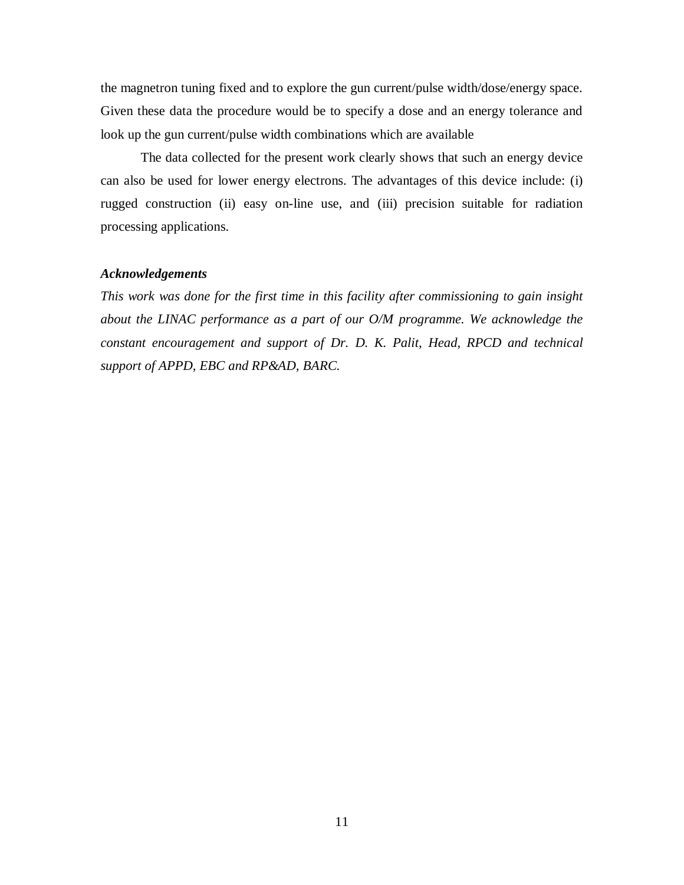the magnetron tuning fixed and to explore the gun current/pulse width/dose/energy space. Given these data the procedure would be to specify a dose and an energy tolerance and look up the gun current/pulse width combinations which are available

The data collected for the present work clearly shows that such an energy device can also be used for lower energy electrons. The advantages of this device include: (i) rugged construction (ii) easy on-line use, and (iii) precision suitable for radiation processing applications.

***Acknowledgements***

*This work was done for the first time in this facility after commissioning to gain insight about the LINAC performance as a part of our O/M programme. We acknowledge the constant encouragement and support of Dr. D. K. Palit, Head, RPCD and technical support of APPD, EBC and RP&AD, BARC.*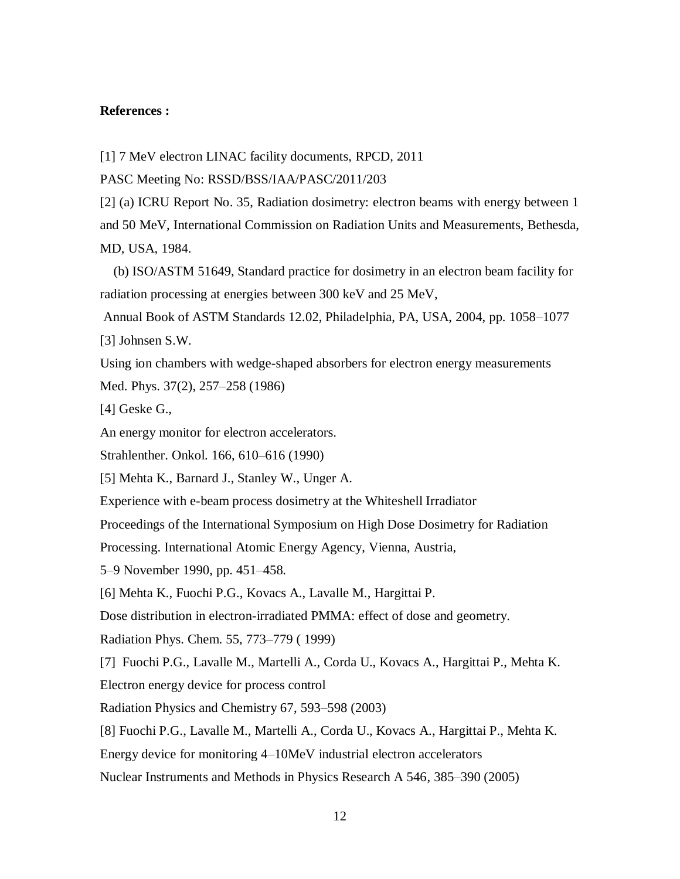**References :**

[1] 7 MeV electron LINAC facility documents, RPCD, 2011

PASC Meeting No: RSSD/BSS/IAA/PASC/2011/203

[2] (a) ICRU Report No. 35, Radiation dosimetry: electron beams with energy between 1 and 50 MeV, International Commission on Radiation Units and Measurements, Bethesda, MD, USA, 1984.

(b) ISO/ASTM 51649, Standard practice for dosimetry in an electron beam facility for radiation processing at energies between 300 keV and 25 MeV,

Annual Book of ASTM Standards 12.02, Philadelphia, PA, USA, 2004, pp. 1058–1077

[3] Johnsen S.W.

Using ion chambers with wedge-shaped absorbers for electron energy measurements

Med. Phys. 37(2), 257–258 (1986)

[4] Geske G.,

An energy monitor for electron accelerators.

Strahlenther. Onkol. 166, 610–616 (1990)

[5] Mehta K., Barnard J., Stanley W., Unger A.

Experience with e-beam process dosimetry at the Whiteshell Irradiator

Proceedings of the International Symposium on High Dose Dosimetry for Radiation Processing. International Atomic Energy Agency, Vienna, Austria,

5–9 November 1990, pp. 451–458.

[6] Mehta K., Fuochi P.G., Kovacs A., Lavalle M., Hargittai P.

Dose distribution in electron-irradiated PMMA: effect of dose and geometry.

Radiation Phys. Chem. 55, 773–779 ( 1999)

[7] Fuochi P.G., Lavalle M., Martelli A., Corda U., Kovacs A., Hargittai P., Mehta K.

Electron energy device for process control

Radiation Physics and Chemistry 67, 593–598 (2003)

[8] Fuochi P.G., Lavalle M., Martelli A., Corda U., Kovacs A., Hargittai P., Mehta K.

Energy device for monitoring 4–10MeV industrial electron accelerators

Nuclear Instruments and Methods in Physics Research A 546, 385–390 (2005)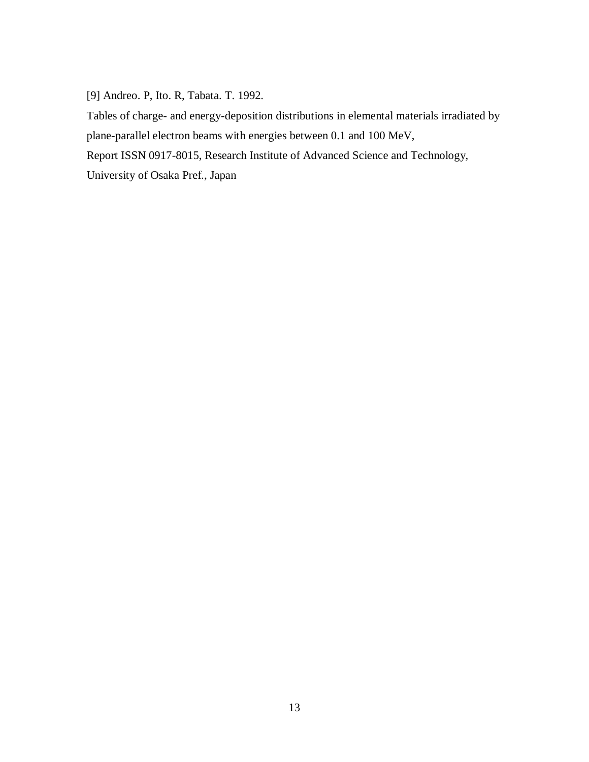[9] Andreo. P, Ito. R, Tabata. T. 1992.

Tables of charge- and energy-deposition distributions in elemental materials irradiated by plane-parallel electron beams with energies between 0.1 and 100 MeV,

Report ISSN 0917-8015, Research Institute of Advanced Science and Technology, University of Osaka Pref., Japan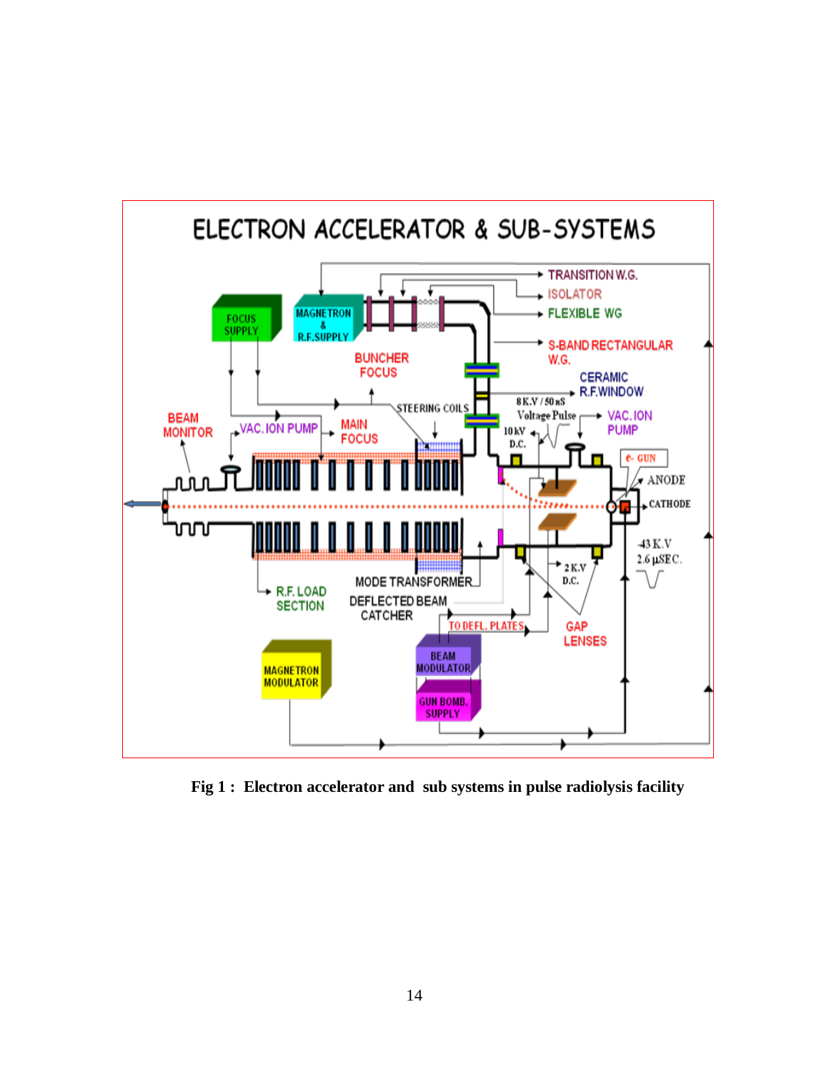**Fig 1 : Electron accelerator and sub systems in pulse radiolysis facility**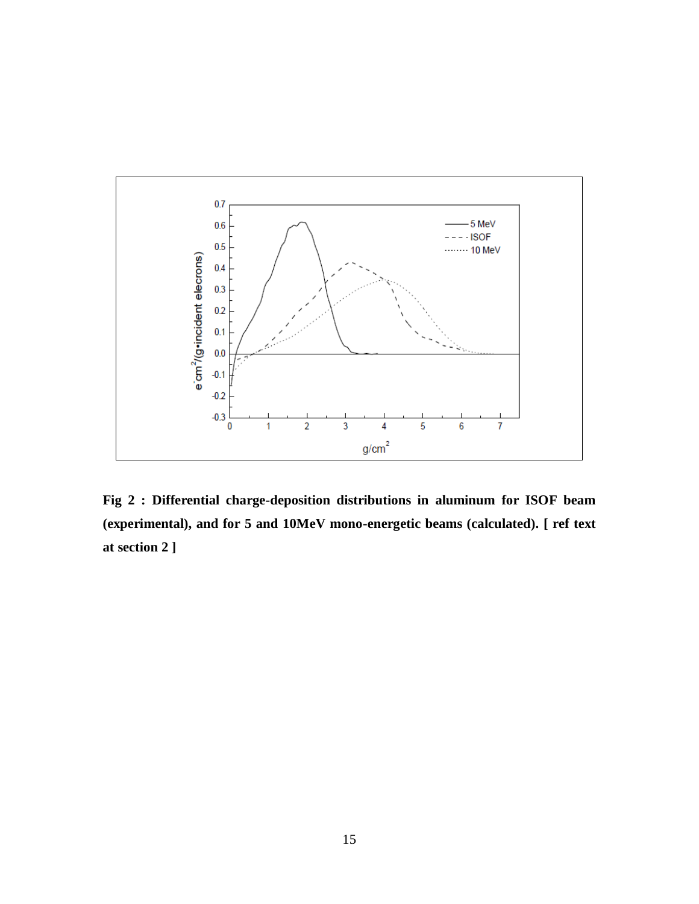**Fig 2 : Differential charge-deposition distributions in aluminum for ISOF beam (experimental), and for 5 and 10MeV mono-energetic beams (calculated). [ ref text at section 2 ]**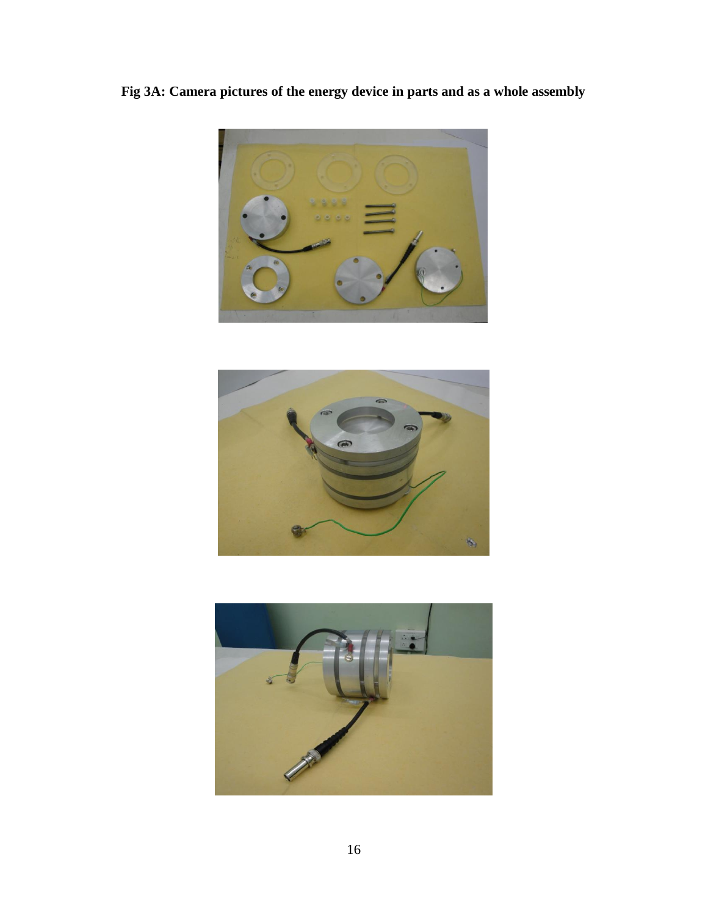**Fig 3A: Camera pictures of the energy device in parts and as a whole assembly**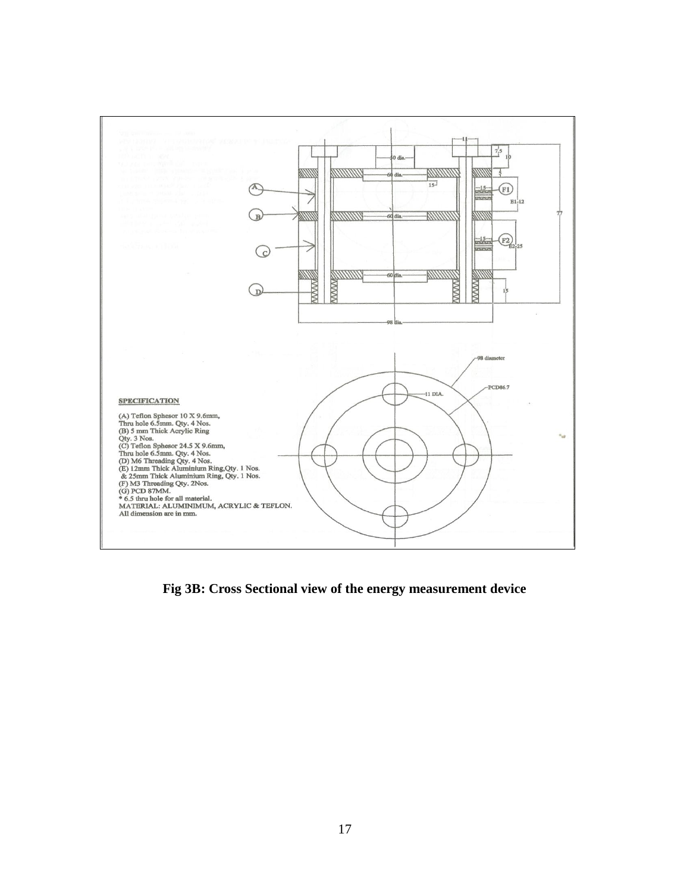**SPECIFICATION**

(A) Teflon Sphesor 10 X 9.6mm,
Thru hole 6.5mm. Qty. 4 Nos.
(B) 5 mm Thick Acrylic Ring
Qty. 3 Nos.
(C) Teflon Sphesor 24.5 X 9.6mm,
Thru hole 6.5mm. Qty. 4 Nos.
(D) M6 Threading Qty. 4 Nos.
(E) 12mm Thick Aluminium Ring,Qty. 1 Nos.
& 25mm Thick Aluminium Ring, Qty. 1 Nos.
(F) M3 Threading Qty. 2Nos.
(G) PCD 87MM.
* 6.5 thru hole for all material.
MATERIAL: ALUMINIMUM, ACRYLIC & TEFLON.
All dimension are in mm.

**Fig 3B: Cross Sectional view of the energy measurement device**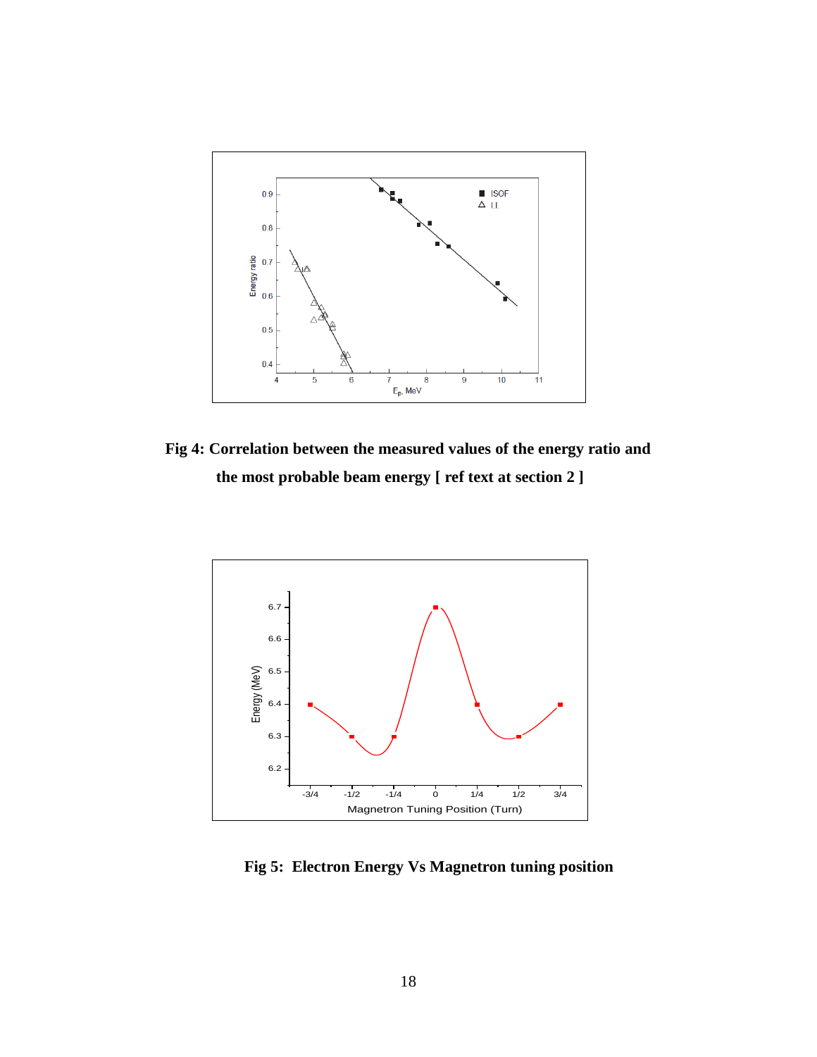**Fig 4: Correlation between the measured values of the energy ratio and the most probable beam energy [ ref text at section 2 ]**

**Fig 5: Electron Energy Vs Magnetron tuning position**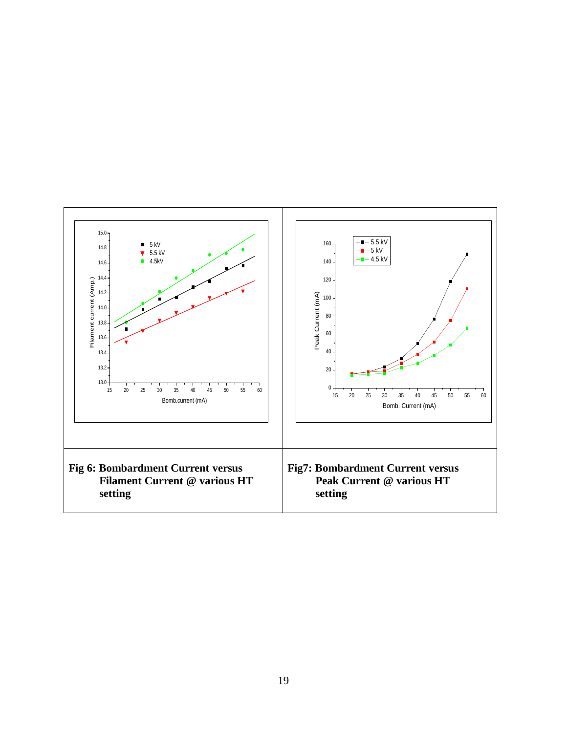**Fig 6: Bombardment Current versus Filament Current @ various HT setting**

**Fig7: Bombardment Current versus Peak Current @ various HT setting**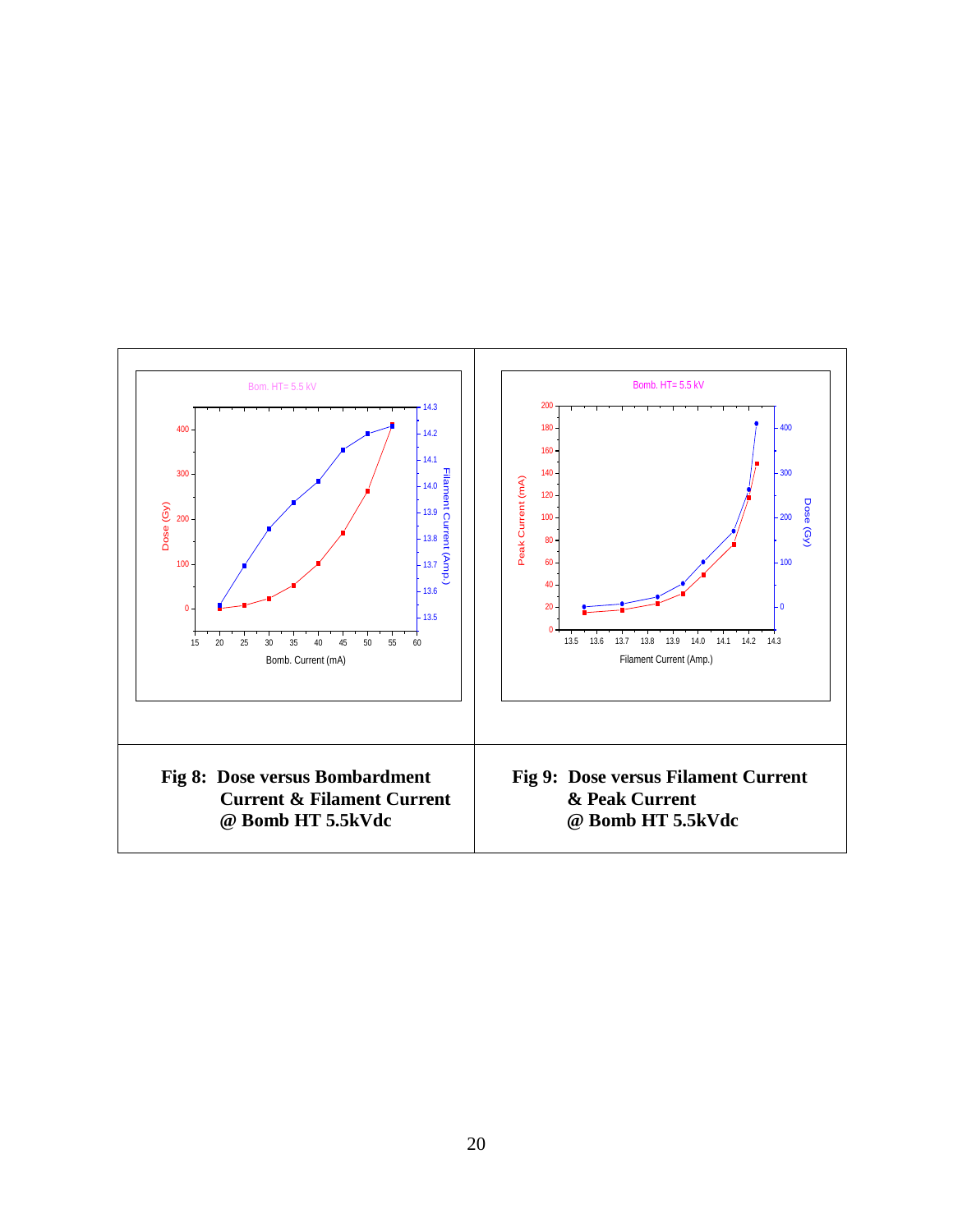**Fig 8: Dose versus Bombardment Current & Filament Current @ Bomb HT 5.5kVdc**

**Fig 9: Dose versus Filament Current & Peak Current @ Bomb HT 5.5kVdc**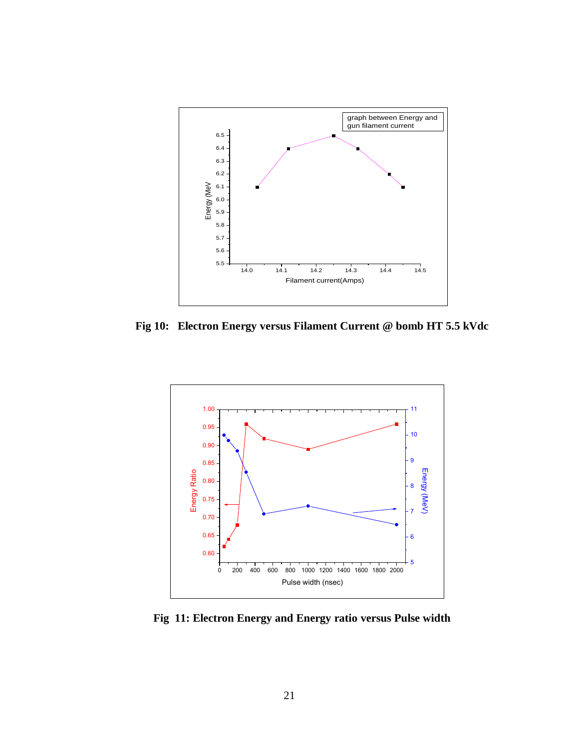**Fig 10: Electron Energy versus Filament Current @ bomb HT 5.5 kVdc**

**Fig 11: Electron Energy and Energy ratio versus Pulse width**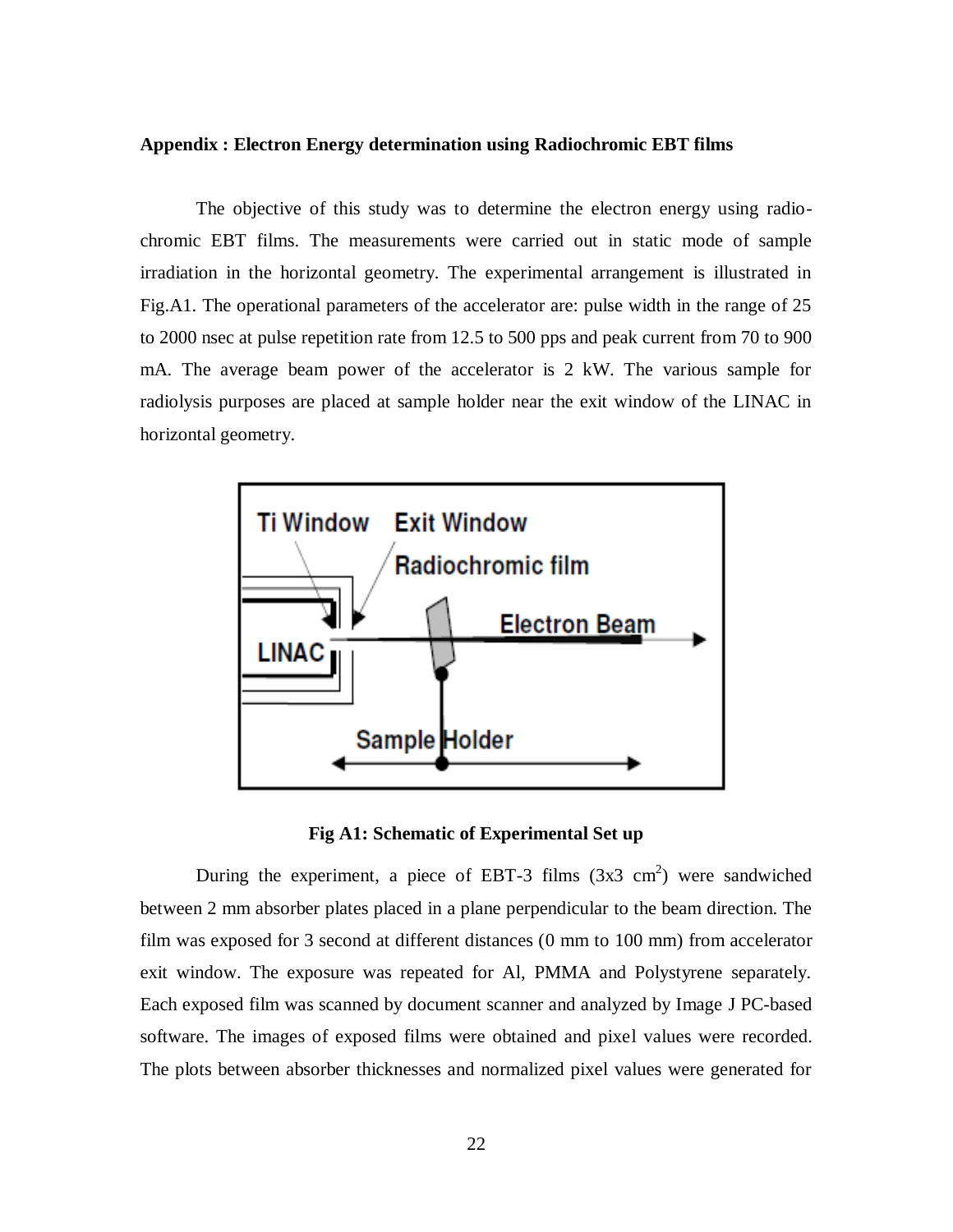**Appendix : Electron Energy determination using Radiochromic EBT films**

The objective of this study was to determine the electron energy using radio-chromic EBT films. The measurements were carried out in static mode of sample irradiation in the horizontal geometry. The experimental arrangement is illustrated in Fig.A1. The operational parameters of the accelerator are: pulse width in the range of 25 to 2000 nsec at pulse repetition rate from 12.5 to 500 pps and peak current from 70 to 900 mA. The average beam power of the accelerator is 2 kW. The various sample for radiolysis purposes are placed at sample holder near the exit window of the LINAC in horizontal geometry.

**Fig A1: Schematic of Experimental Set up**

During the experiment, a piece of EBT-3 films (3x3 $cm^2$) were sandwiched between 2 mm absorber plates placed in a plane perpendicular to the beam direction. The film was exposed for 3 second at different distances (0 mm to 100 mm) from accelerator exit window. The exposure was repeated for Al, PMMA and Polystyrene separately. Each exposed film was scanned by document scanner and analyzed by Image J PC-based software. The images of exposed films were obtained and pixel values were recorded. The plots between absorber thicknesses and normalized pixel values were generated for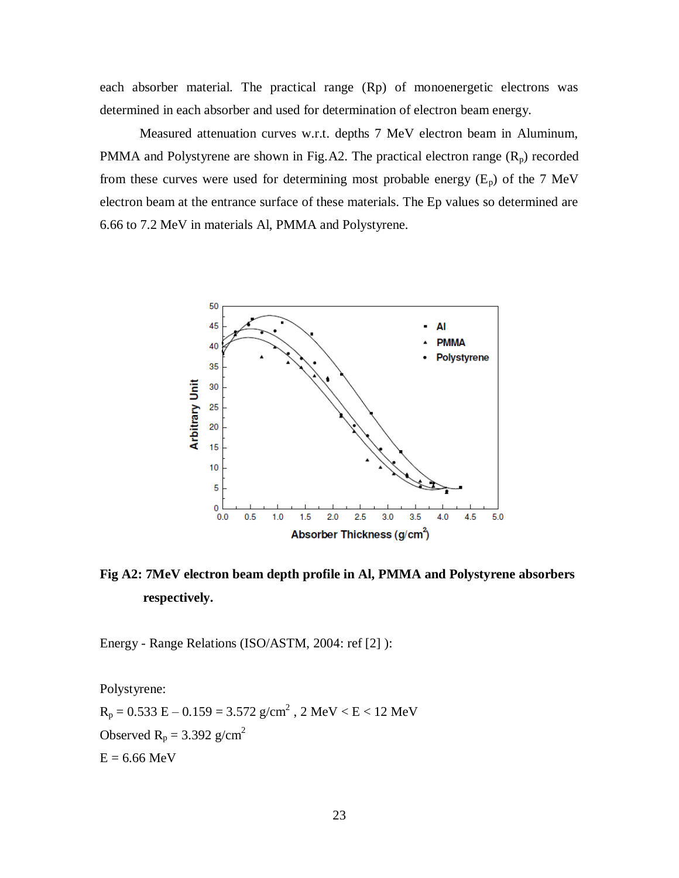each absorber material. The practical range (Rp) of monoenergetic electrons was determined in each absorber and used for determination of electron beam energy.

Measured attenuation curves w.r.t. depths 7 MeV electron beam in Aluminum, PMMA and Polystyrene are shown in Fig.A2. The practical electron range ($R_p$) recorded from these curves were used for determining most probable energy ($E_p$) of the 7 MeV electron beam at the entrance surface of these materials. The Ep values so determined are 6.66 to 7.2 MeV in materials Al, PMMA and Polystyrene.

**Fig A2: 7MeV electron beam depth profile in Al, PMMA and Polystyrene absorbers respectively.**

Energy - Range Relations (ISO/ASTM, 2004: ref [2] ):

Polystyrene:

$R_p = 0.533\, E - 0.159 = 3.572\ g/cm^2$ , 2 MeV < E < 12 MeV

Observed $R_p = 3.392\ g/cm^2$

E = 6.66 MeV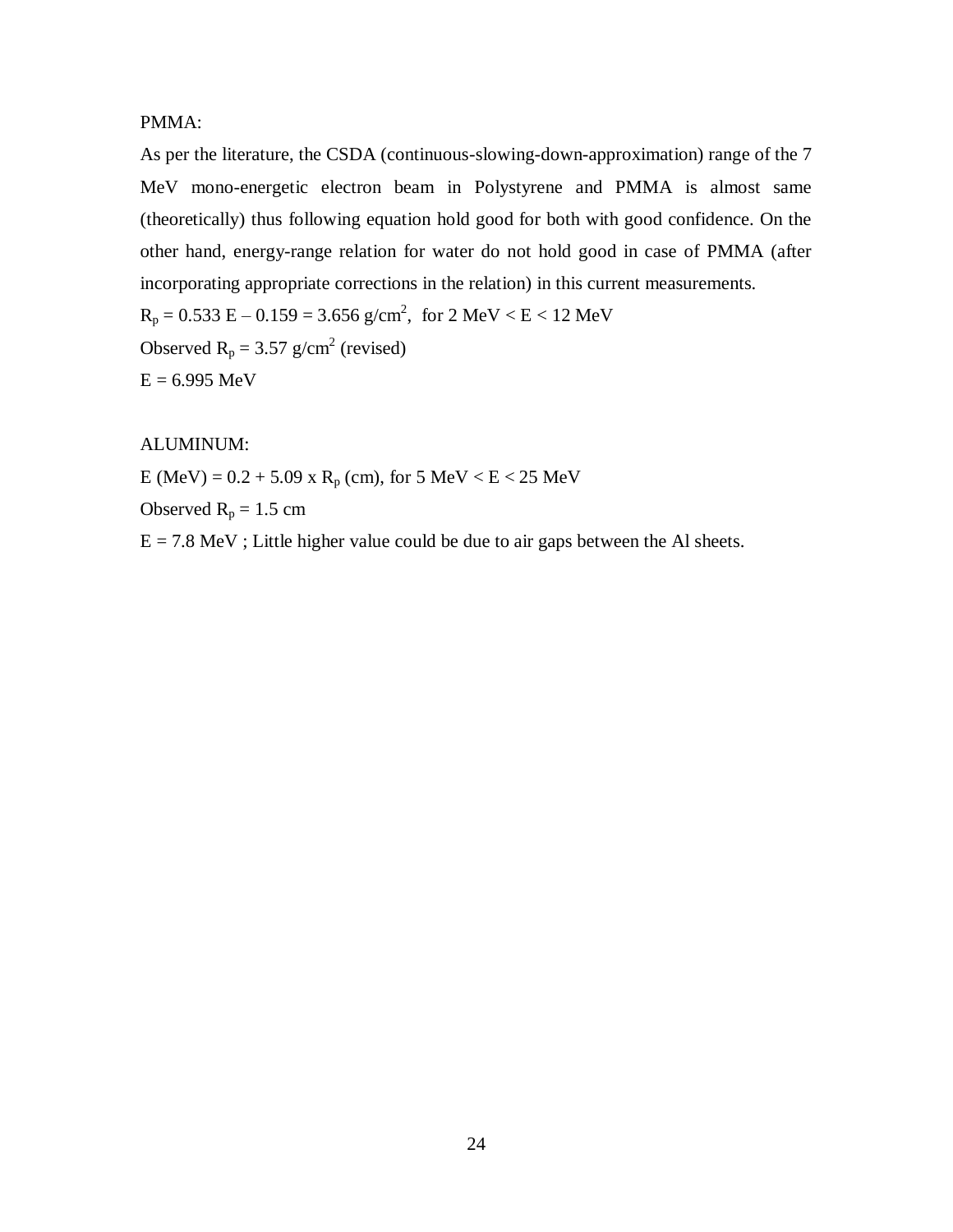PMMA:

As per the literature, the CSDA (continuous-slowing-down-approximation) range of the 7 MeV mono-energetic electron beam in Polystyrene and PMMA is almost same (theoretically) thus following equation hold good for both with good confidence. On the other hand, energy-range relation for water do not hold good in case of PMMA (after incorporating appropriate corrections in the relation) in this current measurements.

$R_p = 0.533\ E - 0.159 = 3.656\ g/cm^2$, for $2\ MeV < E < 12\ MeV$

Observed $R_p = 3.57\ g/cm^2$ (revised)

$E = 6.995\ MeV$

ALUMINUM:

$E\ (MeV) = 0.2 + 5.09 \times R_p\ (cm)$, for $5\ MeV < E < 25\ MeV$

Observed $R_p = 1.5\ cm$

$E = 7.8\ MeV$ ; Little higher value could be due to air gaps between the Al sheets.